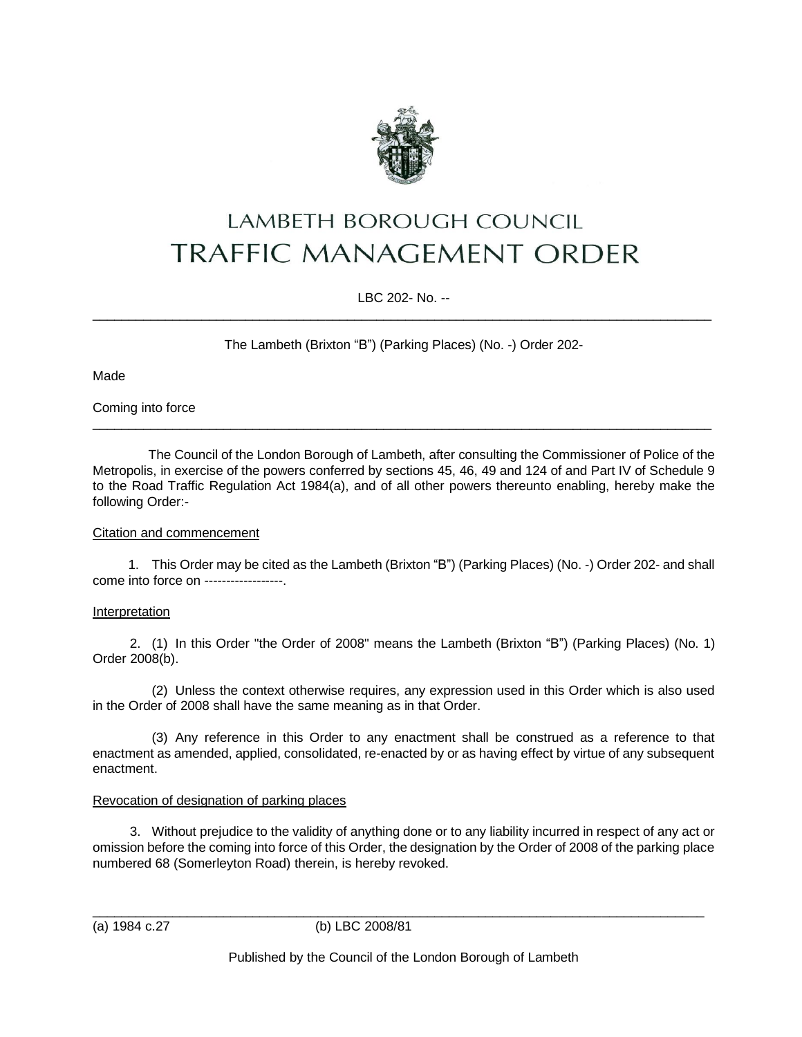# LAMBETH BOROUGH COUNCIL
# TRAFFIC MANAGEMENT ORDER

LBC 202- No. --

---

The Lambeth (Brixton "B") (Parking Places) (No. -) Order 202-

Made

Coming into force

---

The Council of the London Borough of Lambeth, after consulting the Commissioner of Police of the Metropolis, in exercise of the powers conferred by sections 45, 46, 49 and 124 of and Part IV of Schedule 9 to the Road Traffic Regulation Act 1984(a), and of all other powers thereunto enabling, hereby make the following Order:-

Citation and commencement

1. This Order may be cited as the Lambeth (Brixton "B") (Parking Places) (No. -) Order 202- and shall come into force on ------------------.

Interpretation

2. (1) In this Order "the Order of 2008" means the Lambeth (Brixton "B") (Parking Places) (No. 1) Order 2008(b).

(2) Unless the context otherwise requires, any expression used in this Order which is also used in the Order of 2008 shall have the same meaning as in that Order.

(3) Any reference in this Order to any enactment shall be construed as a reference to that enactment as amended, applied, consolidated, re-enacted by or as having effect by virtue of any subsequent enactment.

Revocation of designation of parking places

3. Without prejudice to the validity of anything done or to any liability incurred in respect of any act or omission before the coming into force of this Order, the designation by the Order of 2008 of the parking place numbered 68 (Somerleyton Road) therein, is hereby revoked.

---

(a) 1984 c.27 (b) LBC 2008/81

Published by the Council of the London Borough of Lambeth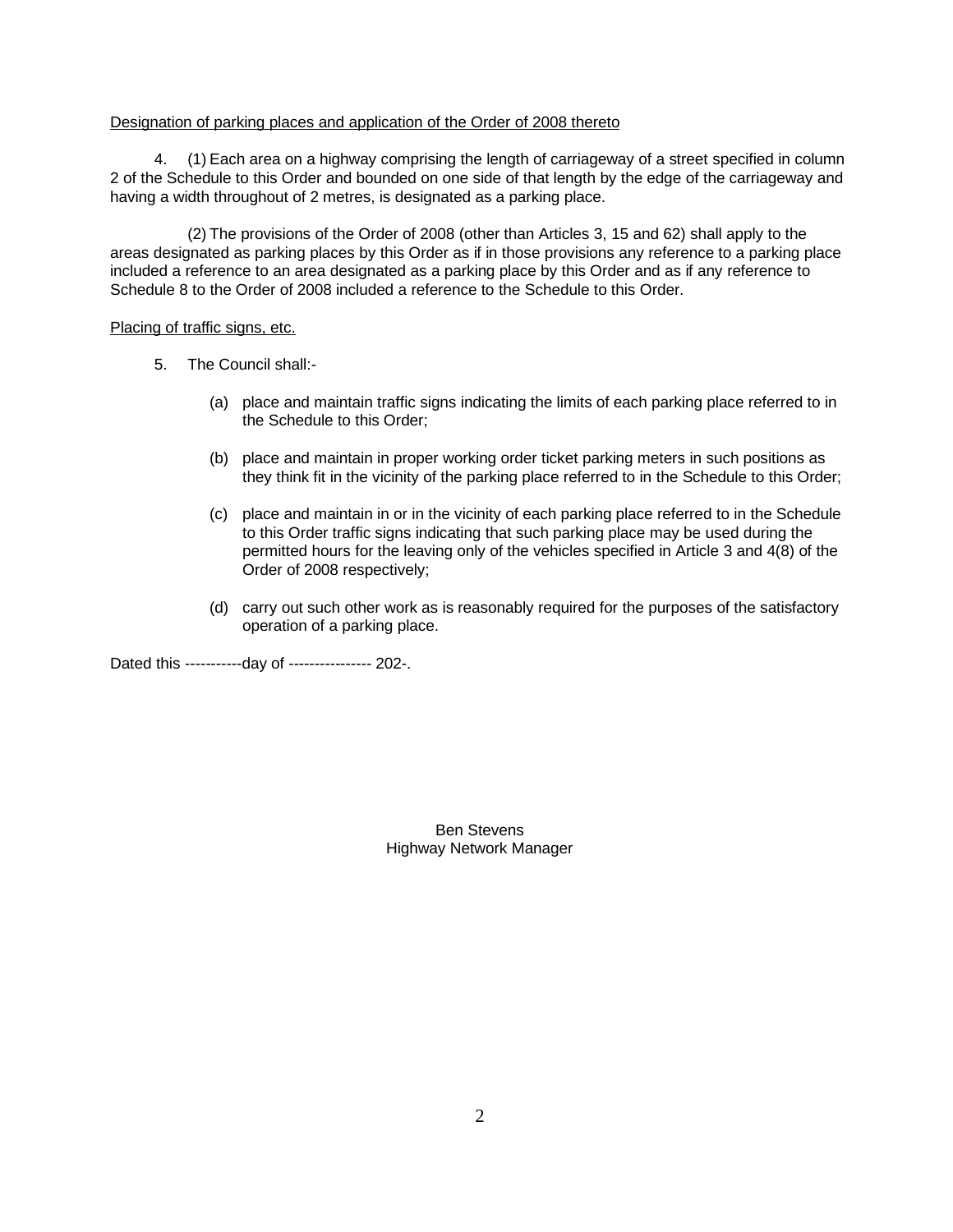Designation of parking places and application of the Order of 2008 thereto

4. (1) Each area on a highway comprising the length of carriageway of a street specified in column 2 of the Schedule to this Order and bounded on one side of that length by the edge of the carriageway and having a width throughout of 2 metres, is designated as a parking place.

(2) The provisions of the Order of 2008 (other than Articles 3, 15 and 62) shall apply to the areas designated as parking places by this Order as if in those provisions any reference to a parking place included a reference to an area designated as a parking place by this Order and as if any reference to Schedule 8 to the Order of 2008 included a reference to the Schedule to this Order.

Placing of traffic signs, etc.

5. The Council shall:-

(a) place and maintain traffic signs indicating the limits of each parking place referred to in the Schedule to this Order;

(b) place and maintain in proper working order ticket parking meters in such positions as they think fit in the vicinity of the parking place referred to in the Schedule to this Order;

(c) place and maintain in or in the vicinity of each parking place referred to in the Schedule to this Order traffic signs indicating that such parking place may be used during the permitted hours for the leaving only of the vehicles specified in Article 3 and 4(8) of the Order of 2008 respectively;

(d) carry out such other work as is reasonably required for the purposes of the satisfactory operation of a parking place.

Dated this -----------day of ---------------- 202-.

Ben Stevens
Highway Network Manager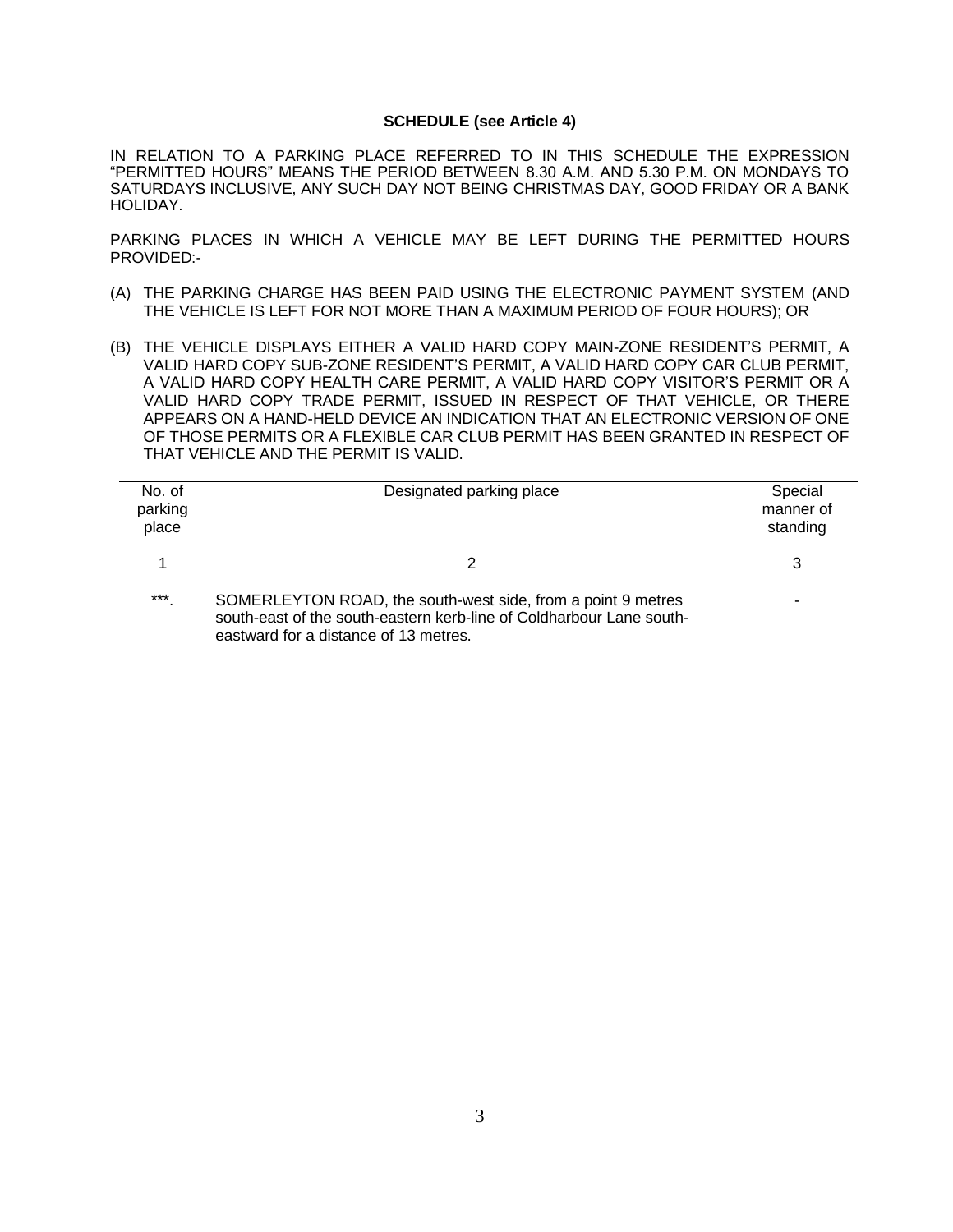**SCHEDULE (see Article 4)**

IN RELATION TO A PARKING PLACE REFERRED TO IN THIS SCHEDULE THE EXPRESSION "PERMITTED HOURS" MEANS THE PERIOD BETWEEN 8.30 A.M. AND 5.30 P.M. ON MONDAYS TO SATURDAYS INCLUSIVE, ANY SUCH DAY NOT BEING CHRISTMAS DAY, GOOD FRIDAY OR A BANK HOLIDAY.

PARKING PLACES IN WHICH A VEHICLE MAY BE LEFT DURING THE PERMITTED HOURS PROVIDED:-

(A) THE PARKING CHARGE HAS BEEN PAID USING THE ELECTRONIC PAYMENT SYSTEM (AND THE VEHICLE IS LEFT FOR NOT MORE THAN A MAXIMUM PERIOD OF FOUR HOURS); OR

(B) THE VEHICLE DISPLAYS EITHER A VALID HARD COPY MAIN-ZONE RESIDENT'S PERMIT, A VALID HARD COPY SUB-ZONE RESIDENT'S PERMIT, A VALID HARD COPY CAR CLUB PERMIT, A VALID HARD COPY HEALTH CARE PERMIT, A VALID HARD COPY VISITOR'S PERMIT OR A VALID HARD COPY TRADE PERMIT, ISSUED IN RESPECT OF THAT VEHICLE, OR THERE APPEARS ON A HAND-HELD DEVICE AN INDICATION THAT AN ELECTRONIC VERSION OF ONE OF THOSE PERMITS OR A FLEXIBLE CAR CLUB PERMIT HAS BEEN GRANTED IN RESPECT OF THAT VEHICLE AND THE PERMIT IS VALID.

| No. of parking place | Designated parking place | Special manner of standing |
|---|---|---|
| 1 | 2 | 3 |
| ***. | SOMERLEYTON ROAD, the south-west side, from a point 9 metres south-east of the south-eastern kerb-line of Coldharbour Lane south-eastward for a distance of 13 metres. | - |